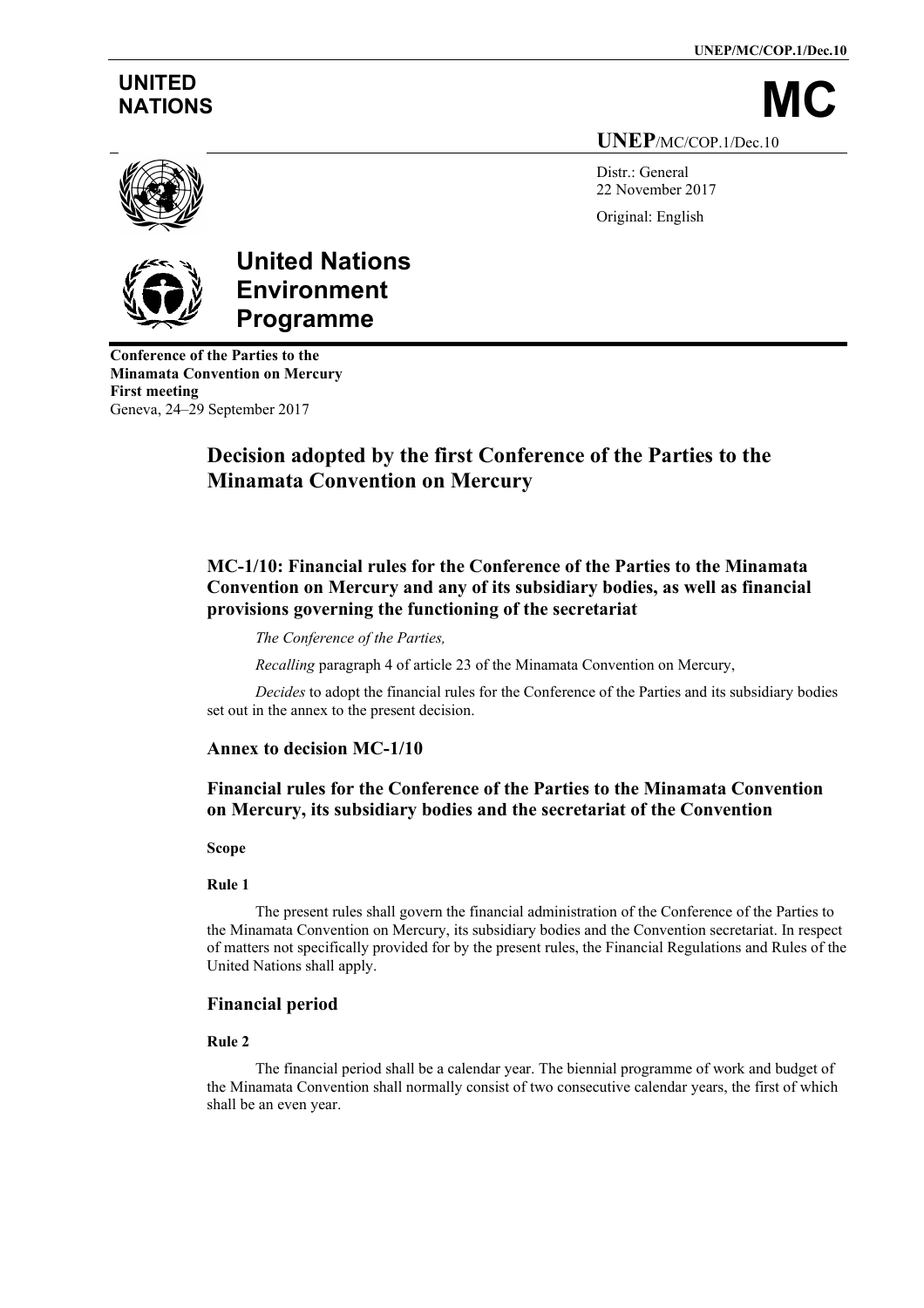UNITED NATIONS

# MC

UNEP/MC/COP.1/Dec.10

Distr.: General
22 November 2017

Original: English

# United Nations Environment Programme

**Conference of the Parties to the Minamata Convention on Mercury**
**First meeting**
Geneva, 24–29 September 2017

## Decision adopted by the first Conference of the Parties to the Minamata Convention on Mercury

### MC-1/10: Financial rules for the Conference of the Parties to the Minamata Convention on Mercury and any of its subsidiary bodies, as well as financial provisions governing the functioning of the secretariat

*The Conference of the Parties,*

*Recalling* paragraph 4 of article 23 of the Minamata Convention on Mercury,

*Decides* to adopt the financial rules for the Conference of the Parties and its subsidiary bodies set out in the annex to the present decision.

### Annex to decision MC-1/10

### Financial rules for the Conference of the Parties to the Minamata Convention on Mercury, its subsidiary bodies and the secretariat of the Convention

**Scope**

**Rule 1**

The present rules shall govern the financial administration of the Conference of the Parties to the Minamata Convention on Mercury, its subsidiary bodies and the Convention secretariat. In respect of matters not specifically provided for by the present rules, the Financial Regulations and Rules of the United Nations shall apply.

### Financial period

**Rule 2**

The financial period shall be a calendar year. The biennial programme of work and budget of the Minamata Convention shall normally consist of two consecutive calendar years, the first of which shall be an even year.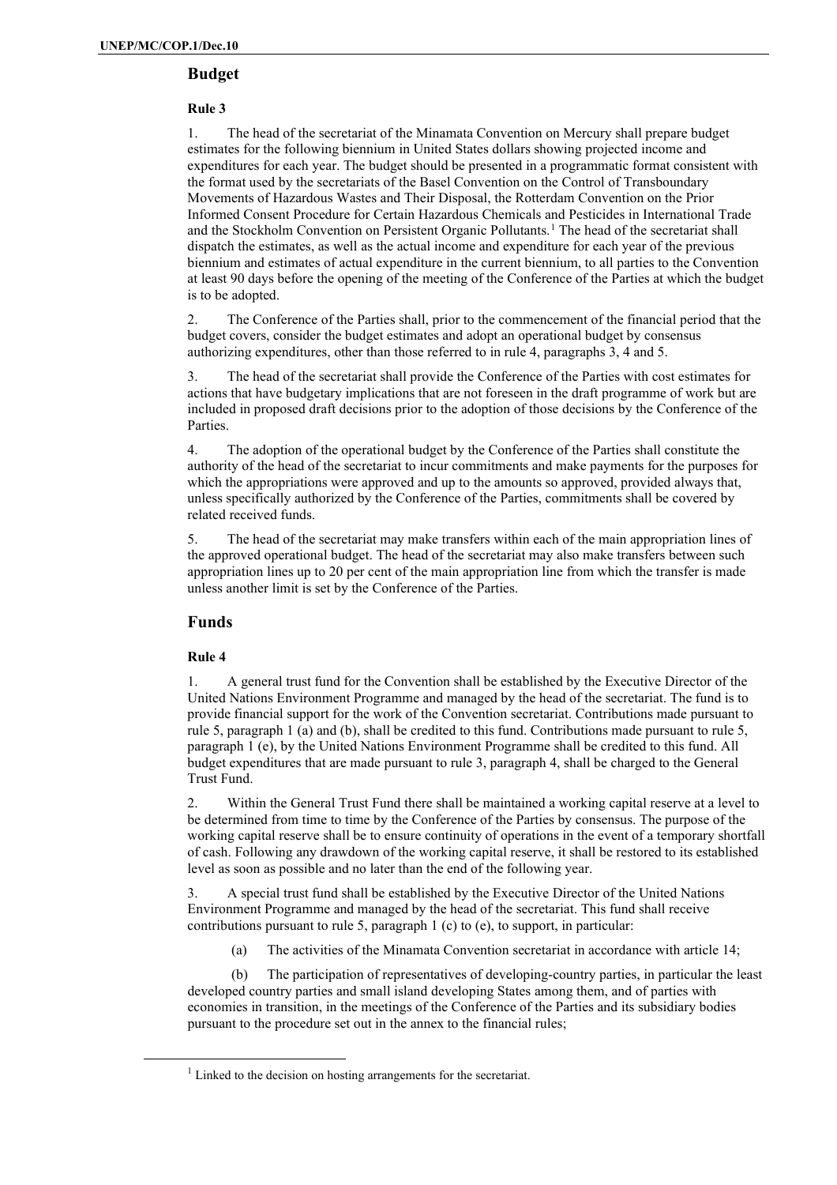## Budget

### Rule 3

1. The head of the secretariat of the Minamata Convention on Mercury shall prepare budget estimates for the following biennium in United States dollars showing projected income and expenditures for each year. The budget should be presented in a programmatic format consistent with the format used by the secretariats of the Basel Convention on the Control of Transboundary Movements of Hazardous Wastes and Their Disposal, the Rotterdam Convention on the Prior Informed Consent Procedure for Certain Hazardous Chemicals and Pesticides in International Trade and the Stockholm Convention on Persistent Organic Pollutants.[1] The head of the secretariat shall dispatch the estimates, as well as the actual income and expenditure for each year of the previous biennium and estimates of actual expenditure in the current biennium, to all parties to the Convention at least 90 days before the opening of the meeting of the Conference of the Parties at which the budget is to be adopted.

2. The Conference of the Parties shall, prior to the commencement of the financial period that the budget covers, consider the budget estimates and adopt an operational budget by consensus authorizing expenditures, other than those referred to in rule 4, paragraphs 3, 4 and 5.

3. The head of the secretariat shall provide the Conference of the Parties with cost estimates for actions that have budgetary implications that are not foreseen in the draft programme of work but are included in proposed draft decisions prior to the adoption of those decisions by the Conference of the Parties.

4. The adoption of the operational budget by the Conference of the Parties shall constitute the authority of the head of the secretariat to incur commitments and make payments for the purposes for which the appropriations were approved and up to the amounts so approved, provided always that, unless specifically authorized by the Conference of the Parties, commitments shall be covered by related received funds.

5. The head of the secretariat may make transfers within each of the main appropriation lines of the approved operational budget. The head of the secretariat may also make transfers between such appropriation lines up to 20 per cent of the main appropriation line from which the transfer is made unless another limit is set by the Conference of the Parties.

## Funds

### Rule 4

1. A general trust fund for the Convention shall be established by the Executive Director of the United Nations Environment Programme and managed by the head of the secretariat. The fund is to provide financial support for the work of the Convention secretariat. Contributions made pursuant to rule 5, paragraph 1 (a) and (b), shall be credited to this fund. Contributions made pursuant to rule 5, paragraph 1 (e), by the United Nations Environment Programme shall be credited to this fund. All budget expenditures that are made pursuant to rule 3, paragraph 4, shall be charged to the General Trust Fund.

2. Within the General Trust Fund there shall be maintained a working capital reserve at a level to be determined from time to time by the Conference of the Parties by consensus. The purpose of the working capital reserve shall be to ensure continuity of operations in the event of a temporary shortfall of cash. Following any drawdown of the working capital reserve, it shall be restored to its established level as soon as possible and no later than the end of the following year.

3. A special trust fund shall be established by the Executive Director of the United Nations Environment Programme and managed by the head of the secretariat. This fund shall receive contributions pursuant to rule 5, paragraph 1 (c) to (e), to support, in particular:

(a) The activities of the Minamata Convention secretariat in accordance with article 14;

(b) The participation of representatives of developing-country parties, in particular the least developed country parties and small island developing States among them, and of parties with economies in transition, in the meetings of the Conference of the Parties and its subsidiary bodies pursuant to the procedure set out in the annex to the financial rules;

[1] Linked to the decision on hosting arrangements for the secretariat.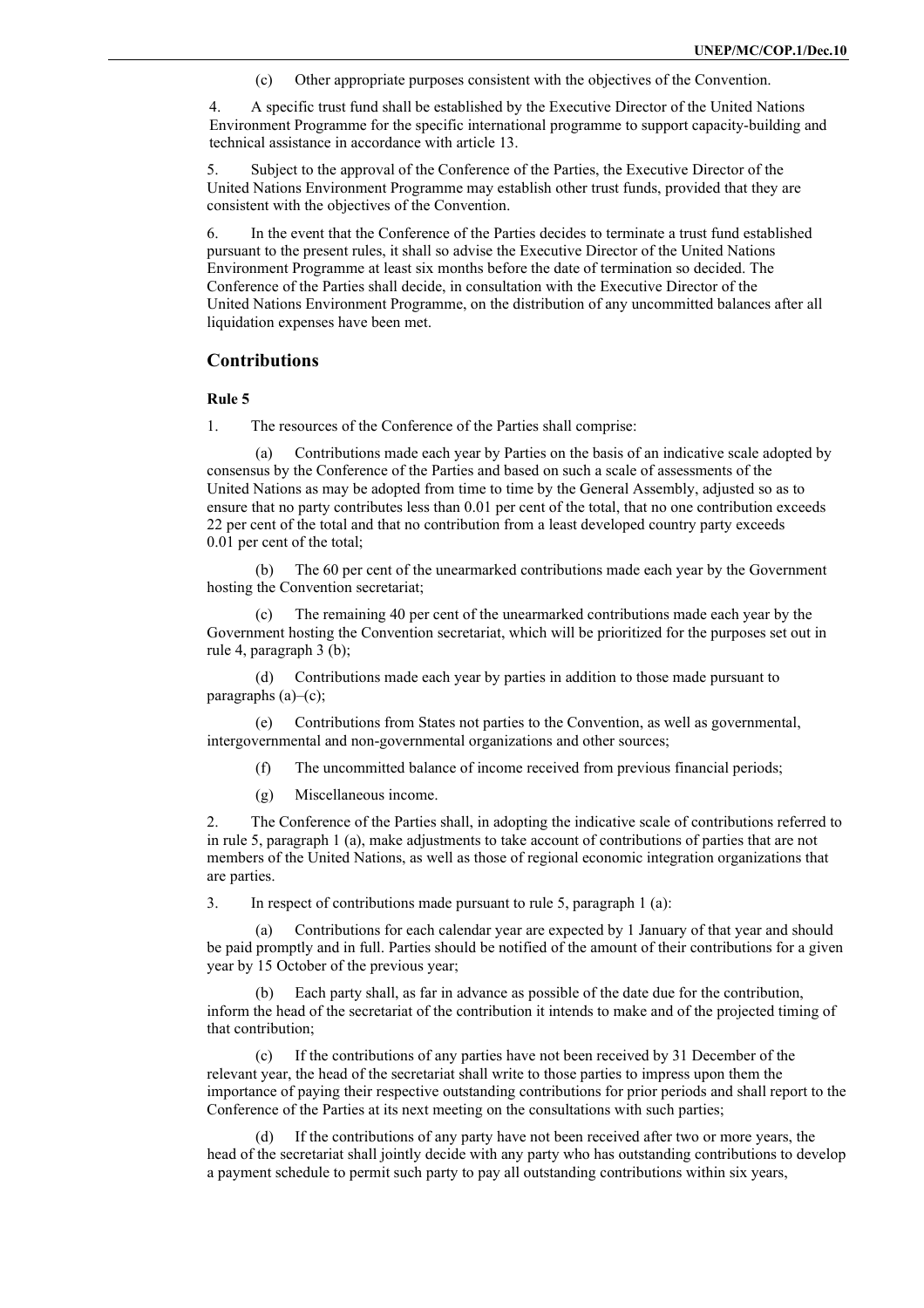(c) Other appropriate purposes consistent with the objectives of the Convention.

4. A specific trust fund shall be established by the Executive Director of the United Nations Environment Programme for the specific international programme to support capacity-building and technical assistance in accordance with article 13.

5. Subject to the approval of the Conference of the Parties, the Executive Director of the United Nations Environment Programme may establish other trust funds, provided that they are consistent with the objectives of the Convention.

6. In the event that the Conference of the Parties decides to terminate a trust fund established pursuant to the present rules, it shall so advise the Executive Director of the United Nations Environment Programme at least six months before the date of termination so decided. The Conference of the Parties shall decide, in consultation with the Executive Director of the United Nations Environment Programme, on the distribution of any uncommitted balances after all liquidation expenses have been met.

## Contributions

**Rule 5**

1. The resources of the Conference of the Parties shall comprise:

(a) Contributions made each year by Parties on the basis of an indicative scale adopted by consensus by the Conference of the Parties and based on such a scale of assessments of the United Nations as may be adopted from time to time by the General Assembly, adjusted so as to ensure that no party contributes less than 0.01 per cent of the total, that no one contribution exceeds 22 per cent of the total and that no contribution from a least developed country party exceeds 0.01 per cent of the total;

(b) The 60 per cent of the unearmarked contributions made each year by the Government hosting the Convention secretariat;

(c) The remaining 40 per cent of the unearmarked contributions made each year by the Government hosting the Convention secretariat, which will be prioritized for the purposes set out in rule 4, paragraph 3 (b);

(d) Contributions made each year by parties in addition to those made pursuant to paragraphs (a)–(c);

(e) Contributions from States not parties to the Convention, as well as governmental, intergovernmental and non-governmental organizations and other sources;

(f) The uncommitted balance of income received from previous financial periods;

(g) Miscellaneous income.

2. The Conference of the Parties shall, in adopting the indicative scale of contributions referred to in rule 5, paragraph 1 (a), make adjustments to take account of contributions of parties that are not members of the United Nations, as well as those of regional economic integration organizations that are parties.

3. In respect of contributions made pursuant to rule 5, paragraph 1 (a):

(a) Contributions for each calendar year are expected by 1 January of that year and should be paid promptly and in full. Parties should be notified of the amount of their contributions for a given year by 15 October of the previous year;

(b) Each party shall, as far in advance as possible of the date due for the contribution, inform the head of the secretariat of the contribution it intends to make and of the projected timing of that contribution;

(c) If the contributions of any parties have not been received by 31 December of the relevant year, the head of the secretariat shall write to those parties to impress upon them the importance of paying their respective outstanding contributions for prior periods and shall report to the Conference of the Parties at its next meeting on the consultations with such parties;

(d) If the contributions of any party have not been received after two or more years, the head of the secretariat shall jointly decide with any party who has outstanding contributions to develop a payment schedule to permit such party to pay all outstanding contributions within six years,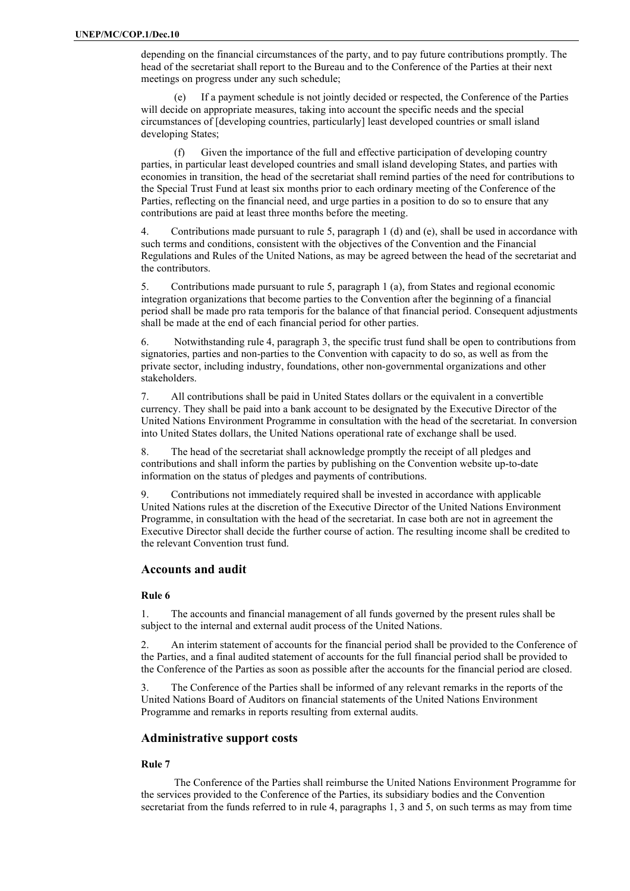depending on the financial circumstances of the party, and to pay future contributions promptly. The head of the secretariat shall report to the Bureau and to the Conference of the Parties at their next meetings on progress under any such schedule;

(e) If a payment schedule is not jointly decided or respected, the Conference of the Parties will decide on appropriate measures, taking into account the specific needs and the special circumstances of [developing countries, particularly] least developed countries or small island developing States;

(f) Given the importance of the full and effective participation of developing country parties, in particular least developed countries and small island developing States, and parties with economies in transition, the head of the secretariat shall remind parties of the need for contributions to the Special Trust Fund at least six months prior to each ordinary meeting of the Conference of the Parties, reflecting on the financial need, and urge parties in a position to do so to ensure that any contributions are paid at least three months before the meeting.

4. Contributions made pursuant to rule 5, paragraph 1 (d) and (e), shall be used in accordance with such terms and conditions, consistent with the objectives of the Convention and the Financial Regulations and Rules of the United Nations, as may be agreed between the head of the secretariat and the contributors.

5. Contributions made pursuant to rule 5, paragraph 1 (a), from States and regional economic integration organizations that become parties to the Convention after the beginning of a financial period shall be made pro rata temporis for the balance of that financial period. Consequent adjustments shall be made at the end of each financial period for other parties.

6. Notwithstanding rule 4, paragraph 3, the specific trust fund shall be open to contributions from signatories, parties and non-parties to the Convention with capacity to do so, as well as from the private sector, including industry, foundations, other non-governmental organizations and other stakeholders.

7. All contributions shall be paid in United States dollars or the equivalent in a convertible currency. They shall be paid into a bank account to be designated by the Executive Director of the United Nations Environment Programme in consultation with the head of the secretariat. In conversion into United States dollars, the United Nations operational rate of exchange shall be used.

8. The head of the secretariat shall acknowledge promptly the receipt of all pledges and contributions and shall inform the parties by publishing on the Convention website up-to-date information on the status of pledges and payments of contributions.

9. Contributions not immediately required shall be invested in accordance with applicable United Nations rules at the discretion of the Executive Director of the United Nations Environment Programme, in consultation with the head of the secretariat. In case both are not in agreement the Executive Director shall decide the further course of action. The resulting income shall be credited to the relevant Convention trust fund.

## Accounts and audit

### Rule 6

1. The accounts and financial management of all funds governed by the present rules shall be subject to the internal and external audit process of the United Nations.

2. An interim statement of accounts for the financial period shall be provided to the Conference of the Parties, and a final audited statement of accounts for the full financial period shall be provided to the Conference of the Parties as soon as possible after the accounts for the financial period are closed.

3. The Conference of the Parties shall be informed of any relevant remarks in the reports of the United Nations Board of Auditors on financial statements of the United Nations Environment Programme and remarks in reports resulting from external audits.

## Administrative support costs

### Rule 7

The Conference of the Parties shall reimburse the United Nations Environment Programme for the services provided to the Conference of the Parties, its subsidiary bodies and the Convention secretariat from the funds referred to in rule 4, paragraphs 1, 3 and 5, on such terms as may from time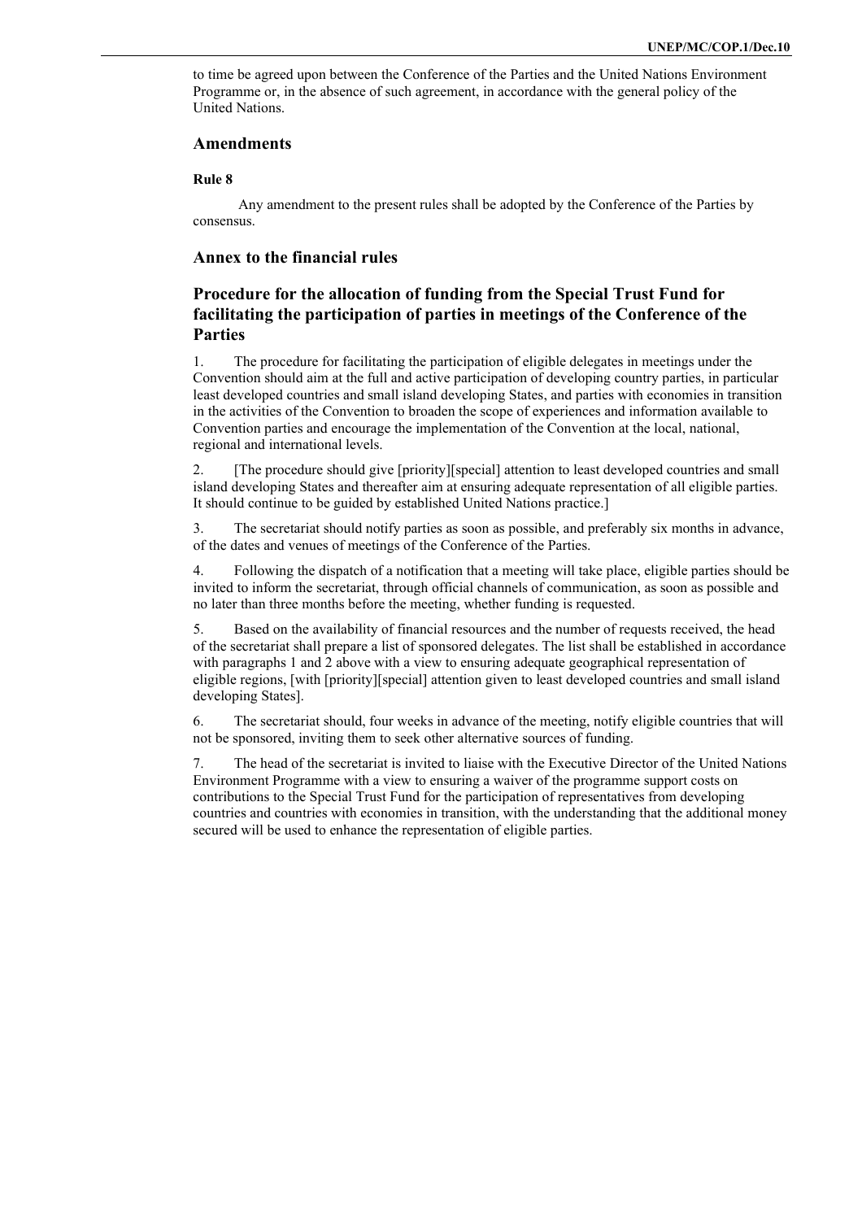to time be agreed upon between the Conference of the Parties and the United Nations Environment Programme or, in the absence of such agreement, in accordance with the general policy of the United Nations.

## Amendments

#### Rule 8

Any amendment to the present rules shall be adopted by the Conference of the Parties by consensus.

## Annex to the financial rules

## Procedure for the allocation of funding from the Special Trust Fund for facilitating the participation of parties in meetings of the Conference of the Parties

1. The procedure for facilitating the participation of eligible delegates in meetings under the Convention should aim at the full and active participation of developing country parties, in particular least developed countries and small island developing States, and parties with economies in transition in the activities of the Convention to broaden the scope of experiences and information available to Convention parties and encourage the implementation of the Convention at the local, national, regional and international levels.

2. [The procedure should give [priority][special] attention to least developed countries and small island developing States and thereafter aim at ensuring adequate representation of all eligible parties. It should continue to be guided by established United Nations practice.]

3. The secretariat should notify parties as soon as possible, and preferably six months in advance, of the dates and venues of meetings of the Conference of the Parties.

4. Following the dispatch of a notification that a meeting will take place, eligible parties should be invited to inform the secretariat, through official channels of communication, as soon as possible and no later than three months before the meeting, whether funding is requested.

5. Based on the availability of financial resources and the number of requests received, the head of the secretariat shall prepare a list of sponsored delegates. The list shall be established in accordance with paragraphs 1 and 2 above with a view to ensuring adequate geographical representation of eligible regions, [with [priority][special] attention given to least developed countries and small island developing States].

6. The secretariat should, four weeks in advance of the meeting, notify eligible countries that will not be sponsored, inviting them to seek other alternative sources of funding.

7. The head of the secretariat is invited to liaise with the Executive Director of the United Nations Environment Programme with a view to ensuring a waiver of the programme support costs on contributions to the Special Trust Fund for the participation of representatives from developing countries and countries with economies in transition, with the understanding that the additional money secured will be used to enhance the representation of eligible parties.